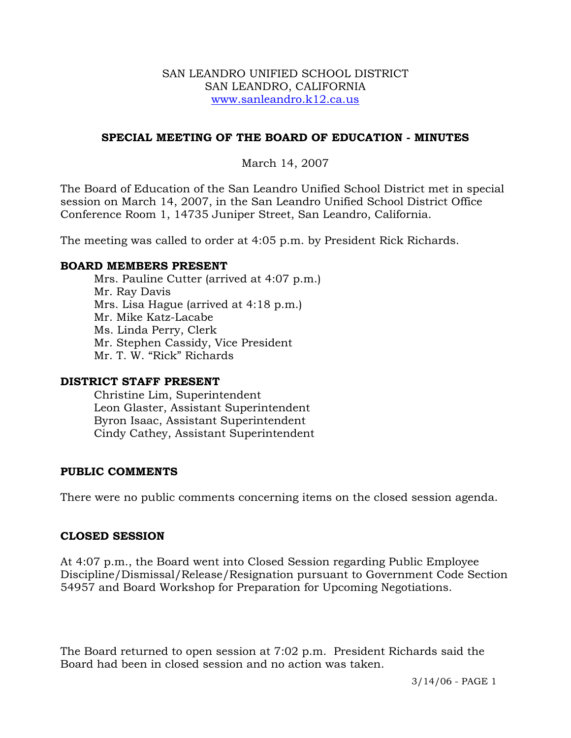SAN LEANDRO UNIFIED SCHOOL DISTRICT
SAN LEANDRO, CALIFORNIA
www.sanleandro.k12.ca.us

## SPECIAL MEETING OF THE BOARD OF EDUCATION - MINUTES

March 14, 2007

The Board of Education of the San Leandro Unified School District met in special session on March 14, 2007, in the San Leandro Unified School District Office Conference Room 1, 14735 Juniper Street, San Leandro, California.

The meeting was called to order at 4:05 p.m. by President Rick Richards.

### BOARD MEMBERS PRESENT

Mrs. Pauline Cutter (arrived at 4:07 p.m.)
Mr. Ray Davis
Mrs. Lisa Hague (arrived at 4:18 p.m.)
Mr. Mike Katz-Lacabe
Ms. Linda Perry, Clerk
Mr. Stephen Cassidy, Vice President
Mr. T. W. "Rick" Richards

### DISTRICT STAFF PRESENT

Christine Lim, Superintendent
Leon Glaster, Assistant Superintendent
Byron Isaac, Assistant Superintendent
Cindy Cathey, Assistant Superintendent

### PUBLIC COMMENTS

There were no public comments concerning items on the closed session agenda.

### CLOSED SESSION

At 4:07 p.m., the Board went into Closed Session regarding Public Employee Discipline/Dismissal/Release/Resignation pursuant to Government Code Section 54957 and Board Workshop for Preparation for Upcoming Negotiations.

The Board returned to open session at 7:02 p.m. President Richards said the Board had been in closed session and no action was taken.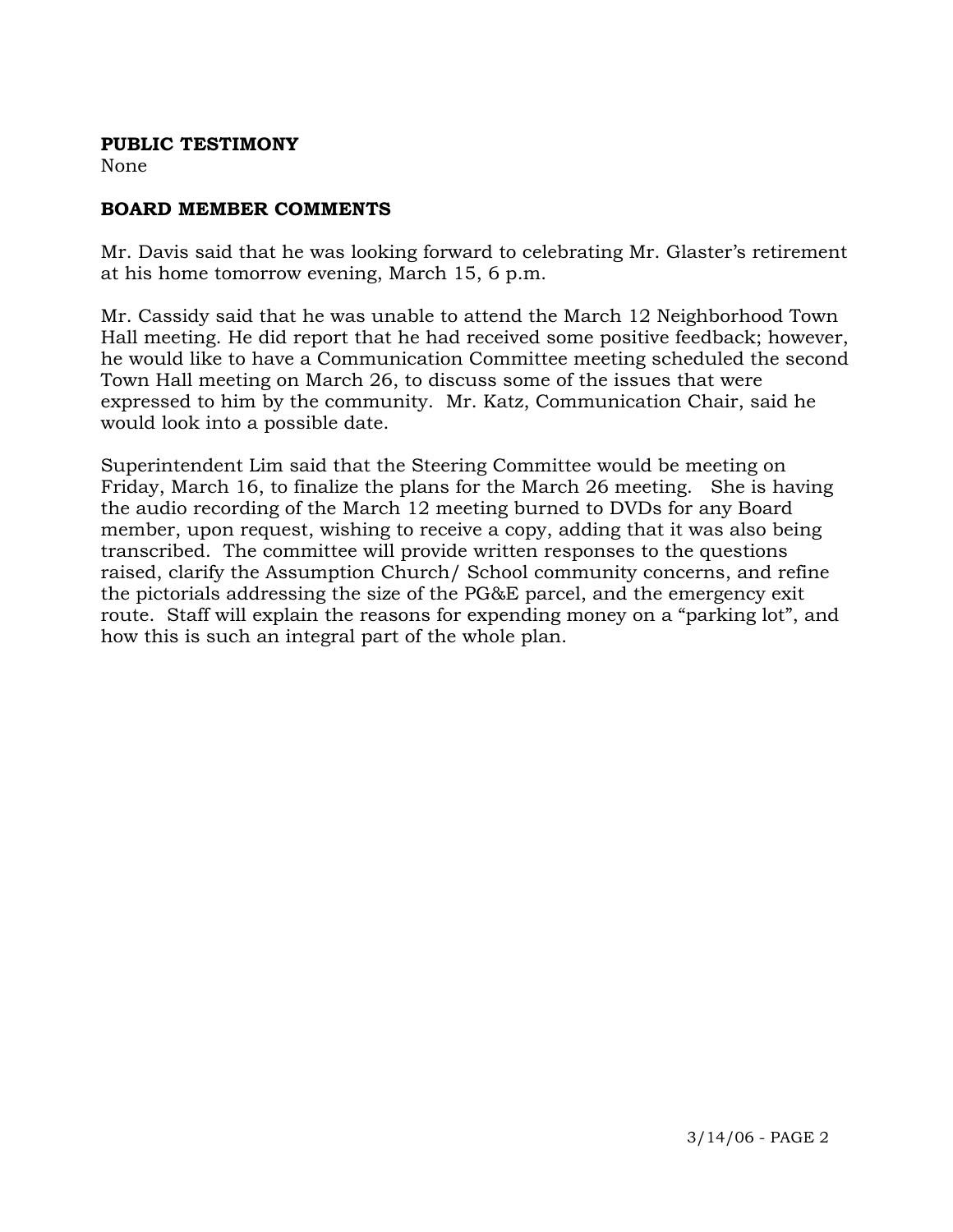**PUBLIC TESTIMONY**

None

**BOARD MEMBER COMMENTS**

Mr. Davis said that he was looking forward to celebrating Mr. Glaster's retirement at his home tomorrow evening, March 15, 6 p.m.

Mr. Cassidy said that he was unable to attend the March 12 Neighborhood Town Hall meeting. He did report that he had received some positive feedback; however, he would like to have a Communication Committee meeting scheduled the second Town Hall meeting on March 26, to discuss some of the issues that were expressed to him by the community. Mr. Katz, Communication Chair, said he would look into a possible date.

Superintendent Lim said that the Steering Committee would be meeting on Friday, March 16, to finalize the plans for the March 26 meeting. She is having the audio recording of the March 12 meeting burned to DVDs for any Board member, upon request, wishing to receive a copy, adding that it was also being transcribed. The committee will provide written responses to the questions raised, clarify the Assumption Church/ School community concerns, and refine the pictorials addressing the size of the PG&E parcel, and the emergency exit route. Staff will explain the reasons for expending money on a "parking lot", and how this is such an integral part of the whole plan.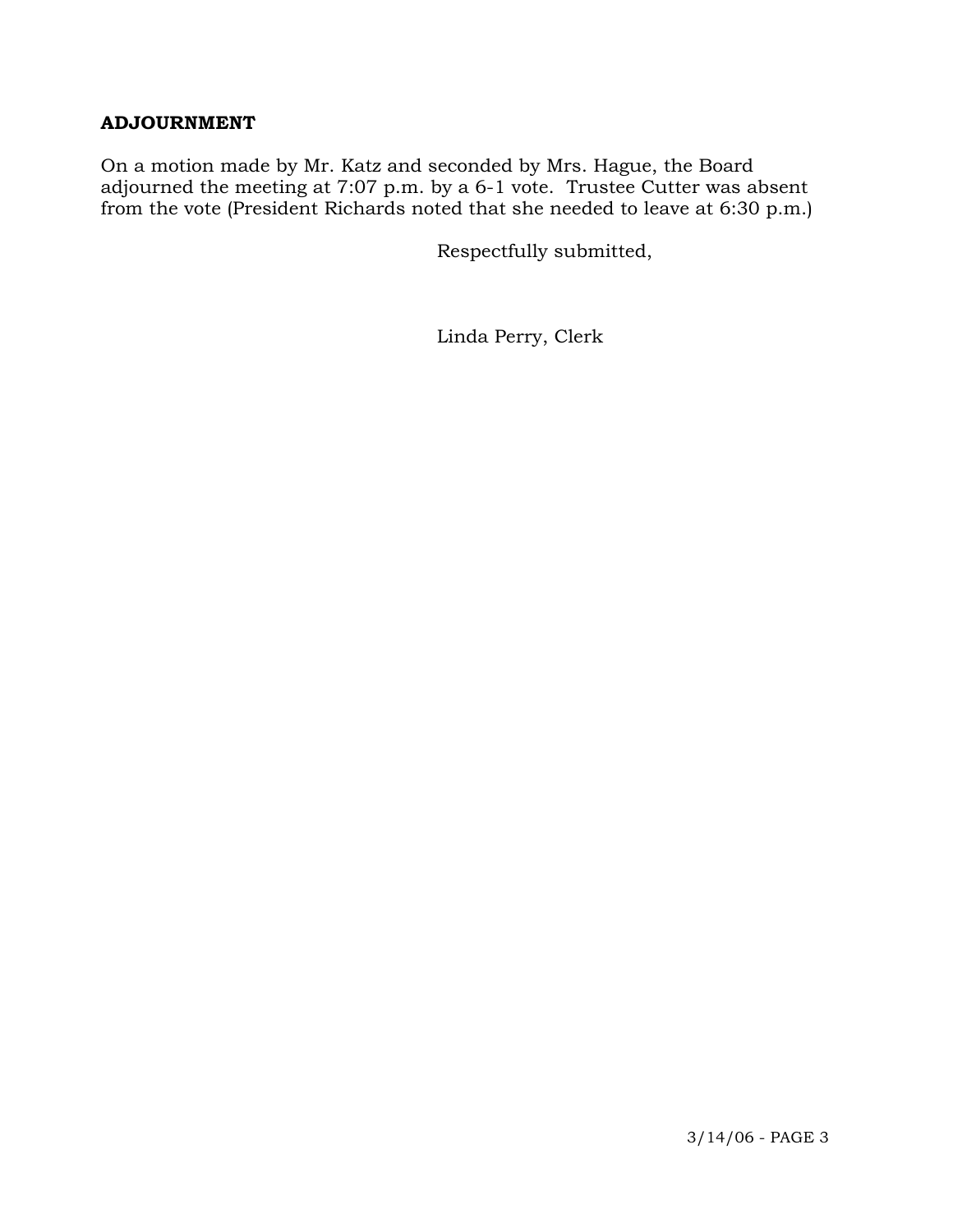**ADJOURNMENT**

On a motion made by Mr. Katz and seconded by Mrs. Hague, the Board adjourned the meeting at 7:07 p.m. by a 6-1 vote. Trustee Cutter was absent from the vote (President Richards noted that she needed to leave at 6:30 p.m.)

Respectfully submitted,

Linda Perry, Clerk